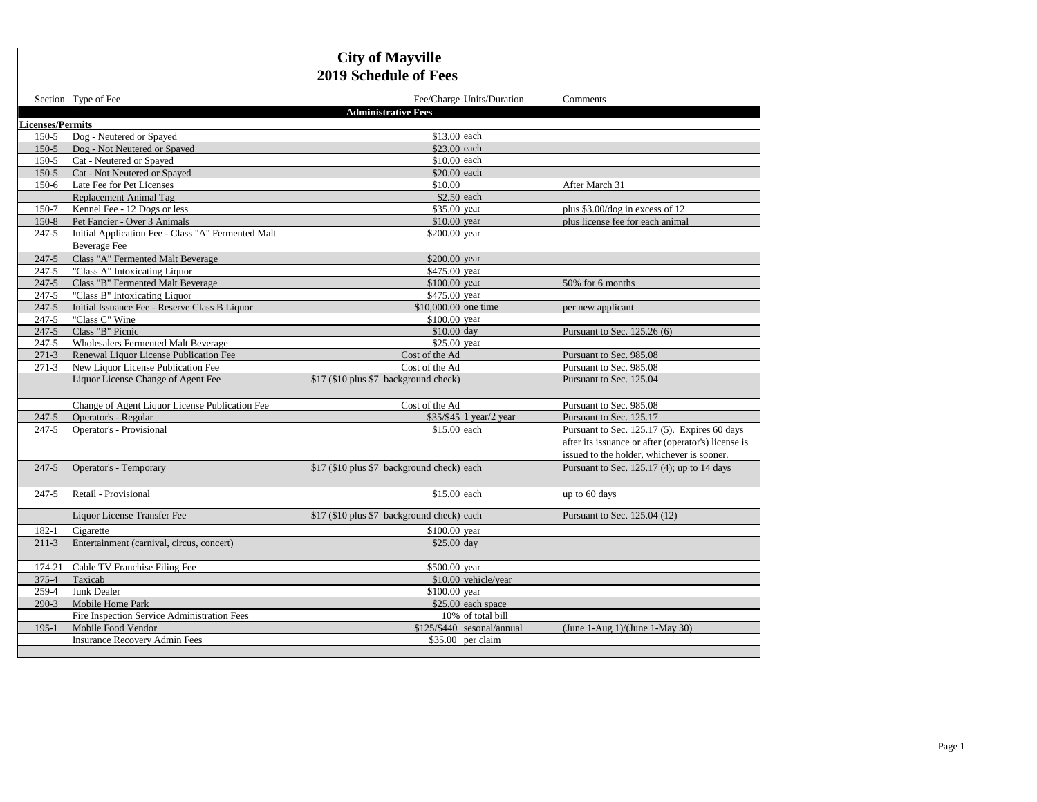# City of Mayville
## 2019 Schedule of Fees

| Section | Type of Fee | Fee/Charge | Units/Duration | Comments |
|---|---|---|---|---|
| **Administrative Fees** | | | | |
| **Licenses/Permits** | | | | |
| 150-5 | Dog - Neutered or Spayed | $13.00 | each | |
| 150-5 | Dog - Not Neutered or Spayed | $23.00 | each | |
| 150-5 | Cat - Neutered or Spayed | $10.00 | each | |
| 150-5 | Cat - Not Neutered or Spayed | $20.00 | each | |
| 150-6 | Late Fee for Pet Licenses | $10.00 | | After March 31 |
| | Replacement Animal Tag | $2.50 | each | |
| 150-7 | Kennel Fee - 12 Dogs or less | $35.00 | year | plus $3.00/dog in excess of 12 |
| 150-8 | Pet Fancier - Over 3 Animals | $10.00 | year | plus license fee for each animal |
| 247-5 | Initial Application Fee - Class "A" Fermented Malt Beverage Fee | $200.00 | year | |
| 247-5 | Class "A" Fermented Malt Beverage | $200.00 | year | |
| 247-5 | "Class A" Intoxicating Liquor | $475.00 | year | |
| 247-5 | Class "B" Fermented Malt Beverage | $100.00 | year | 50% for 6 months |
| 247-5 | "Class B" Intoxicating Liquor | $475.00 | year | |
| 247-5 | Initial Issuance Fee - Reserve Class B Liquor | $10,000.00 | one time | per new applicant |
| 247-5 | "Class C" Wine | $100.00 | year | |
| 247-5 | Class "B" Picnic | $10.00 | day | Pursuant to Sec. 125.26 (6) |
| 247-5 | Wholesalers Fermented Malt Beverage | $25.00 | year | |
| 271-3 | Renewal Liquor License Publication Fee | Cost of the Ad | | Pursuant to Sec. 985.08 |
| 271-3 | New Liquor License Publication Fee | Cost of the Ad | | Pursuant to Sec. 985.08 |
| | Liquor License Change of Agent Fee | $17 ($10 plus $7 background check) | | Pursuant to Sec. 125.04 |
| | Change of Agent Liquor License Publication Fee | Cost of the Ad | | Pursuant to Sec. 985.08 |
| 247-5 | Operator's - Regular | $35/$45 | 1 year/2 year | Pursuant to Sec. 125.17 |
| 247-5 | Operator's - Provisional | $15.00 | each | Pursuant to Sec. 125.17 (5). Expires 60 days after its issuance or after (operator's) license is issued to the holder, whichever is sooner. |
| 247-5 | Operator's - Temporary | $17 ($10 plus $7 background check) | each | Pursuant to Sec. 125.17 (4); up to 14 days |
| 247-5 | Retail - Provisional | $15.00 | each | up to 60 days |
| | Liquor License Transfer Fee | $17 ($10 plus $7 background check) | each | Pursuant to Sec. 125.04 (12) |
| 182-1 | Cigarette | $100.00 | year | |
| 211-3 | Entertainment (carnival, circus, concert) | $25.00 | day | |
| 174-21 | Cable TV Franchise Filing Fee | $500.00 | year | |
| 375-4 | Taxicab | $10.00 | vehicle/year | |
| 259-4 | Junk Dealer | $100.00 | year | |
| 290-3 | Mobile Home Park | $25.00 | each space | |
| | Fire Inspection Service Administration Fees | 10% | of total bill | |
| 195-1 | Mobile Food Vendor | $125/$440 | sesonal/annual | (June 1-Aug 1)/(June 1-May 30) |
| | Insurance Recovery Admin Fees | $35.00 | per claim | |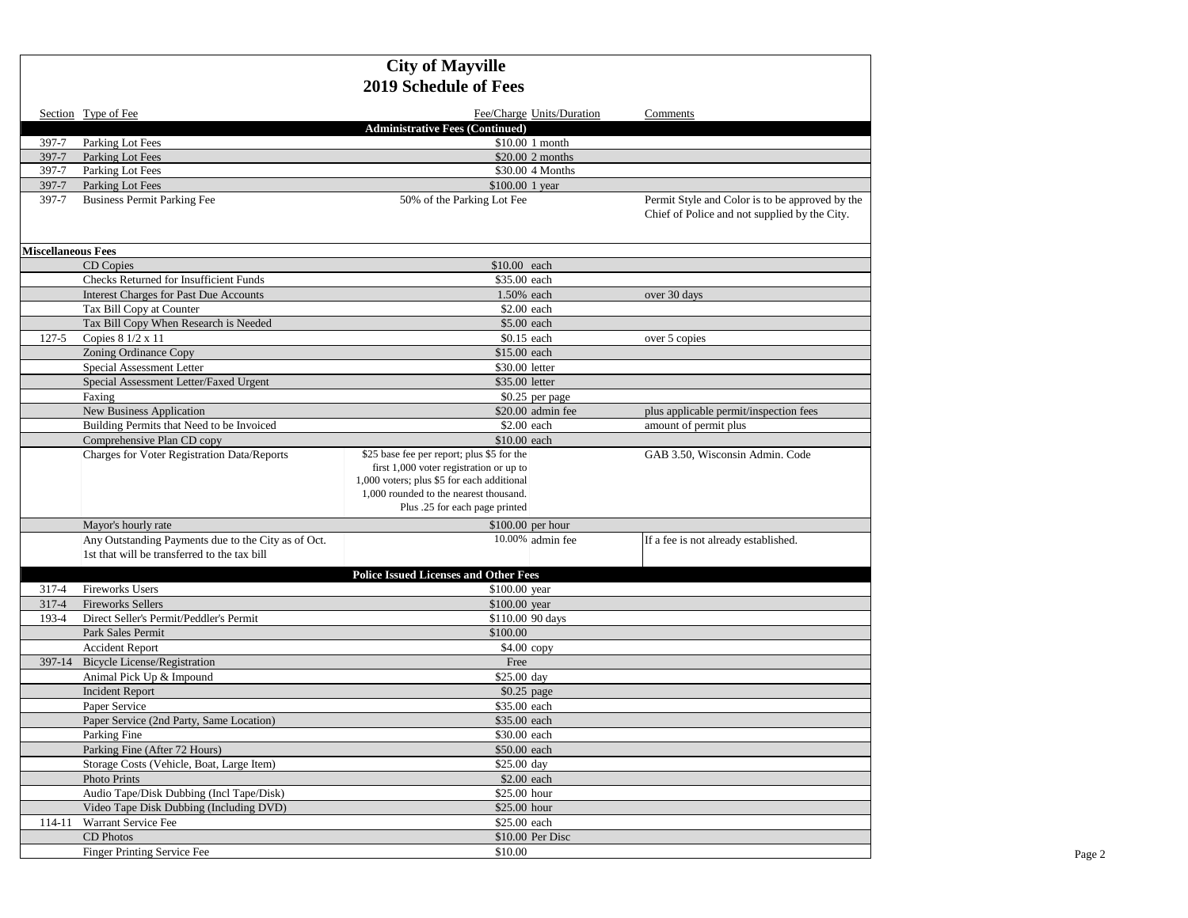# City of Mayville
## 2019 Schedule of Fees

| Section | Type of Fee | Fee/Charge | Units/Duration | Comments |
|---|---|---|---|---|
| | **Administrative Fees (Continued)** | | | |
| 397-7 | Parking Lot Fees | $10.00 | 1 month | |
| 397-7 | Parking Lot Fees | $20.00 | 2 months | |
| 397-7 | Parking Lot Fees | $30.00 | 4 Months | |
| 397-7 | Parking Lot Fees | $100.00 | 1 year | |
| 397-7 | Business Permit Parking Fee | 50% of the Parking Lot Fee | | Permit Style and Color is to be approved by the Chief of Police and not supplied by the City. |
| **Miscellaneous Fees** | | | | |
| | CD Copies | $10.00 | each | |
| | Checks Returned for Insufficient Funds | $35.00 | each | |
| | Interest Charges for Past Due Accounts | 1.50% | each | over 30 days |
| | Tax Bill Copy at Counter | $2.00 | each | |
| | Tax Bill Copy When Research is Needed | $5.00 | each | |
| 127-5 | Copies 8 1/2 x 11 | $0.15 | each | over 5 copies |
| | Zoning Ordinance Copy | $15.00 | each | |
| | Special Assessment Letter | $30.00 | letter | |
| | Special Assessment Letter/Faxed Urgent | $35.00 | letter | |
| | Faxing | $0.25 | per page | |
| | New Business Application | $20.00 | admin fee | plus applicable permit/inspection fees |
| | Building Permits that Need to be Invoiced | $2.00 | each | amount of permit plus |
| | Comprehensive Plan CD copy | $10.00 | each | |
| | Charges for Voter Registration Data/Reports | $25 base fee per report; plus $5 for the first 1,000 voter registration or up to 1,000 voters; plus $5 for each additional 1,000 rounded to the nearest thousand. Plus .25 for each page printed | | GAB 3.50, Wisconsin Admin. Code |
| | Mayor's hourly rate | $100.00 | per hour | |
| | Any Outstanding Payments due to the City as of Oct. 1st that will be transferred to the tax bill | 10.00% | admin fee | If a fee is not already established. |
| | **Police Issued Licenses and Other Fees** | | | |
| 317-4 | Fireworks Users | $100.00 | year | |
| 317-4 | Fireworks Sellers | $100.00 | year | |
| 193-4 | Direct Seller's Permit/Peddler's Permit | $110.00 | 90 days | |
| | Park Sales Permit | $100.00 | | |
| | Accident Report | $4.00 | copy | |
| 397-14 | Bicycle License/Registration | Free | | |
| | Animal Pick Up & Impound | $25.00 | day | |
| | Incident Report | $0.25 | page | |
| | Paper Service | $35.00 | each | |
| | Paper Service (2nd Party, Same Location) | $35.00 | each | |
| | Parking Fine | $30.00 | each | |
| | Parking Fine (After 72 Hours) | $50.00 | each | |
| | Storage Costs (Vehicle, Boat, Large Item) | $25.00 | day | |
| | Photo Prints | $2.00 | each | |
| | Audio Tape/Disk Dubbing (Incl Tape/Disk) | $25.00 | hour | |
| | Video Tape Disk Dubbing (Including DVD) | $25.00 | hour | |
| 114-11 | Warrant Service Fee | $25.00 | each | |
| | CD Photos | $10.00 | Per Disc | |
| | Finger Printing Service Fee | $10.00 | | |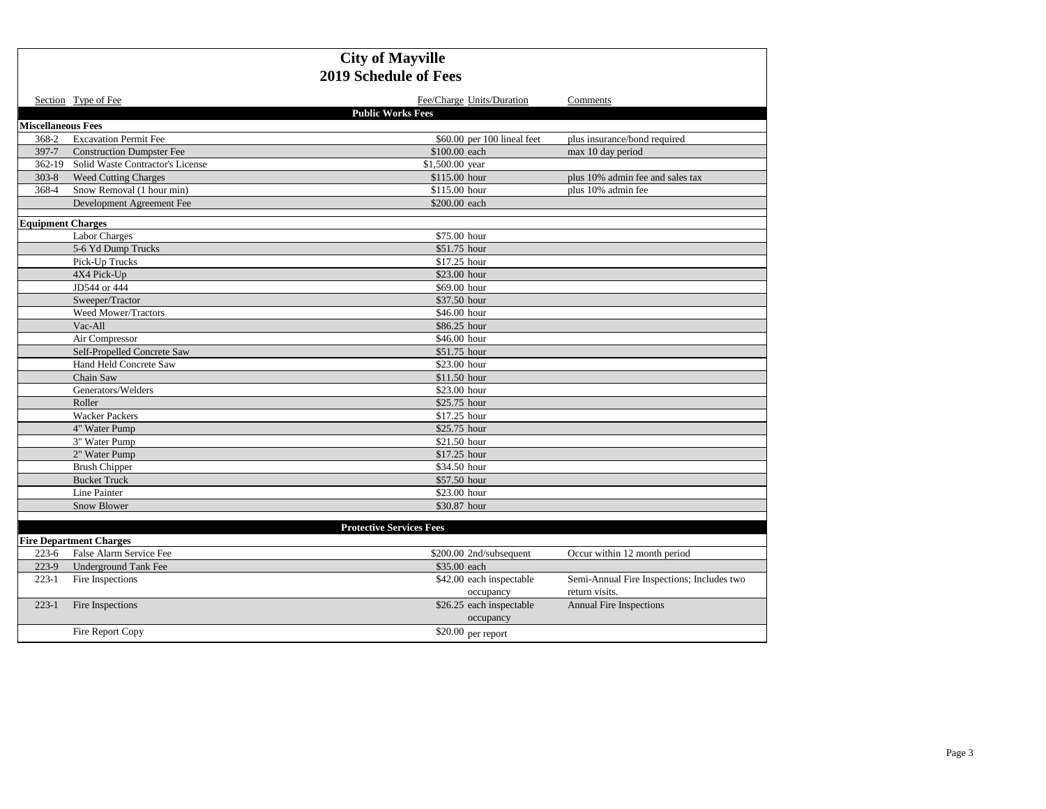# City of Mayville
## 2019 Schedule of Fees

| Section | Type of Fee | Fee/Charge | Units/Duration | Comments |
|---|---|---|---|---|
| | **Public Works Fees** | | | |
| **Miscellaneous Fees** | | | | |
| 368-2 | Excavation Permit Fee | $60.00 | per 100 lineal feet | plus insurance/bond required |
| 397-7 | Construction Dumpster Fee | $100.00 | each | max 10 day period |
| 362-19 | Solid Waste Contractor's License | $1,500.00 | year | |
| 303-8 | Weed Cutting Charges | $115.00 | hour | plus 10% admin fee and sales tax |
| 368-4 | Snow Removal (1 hour min) | $115.00 | hour | plus 10% admin fee |
| | Development Agreement Fee | $200.00 | each | |
| **Equipment Charges** | | | | |
| | Labor Charges | $75.00 | hour | |
| | 5-6 Yd Dump Trucks | $51.75 | hour | |
| | Pick-Up Trucks | $17.25 | hour | |
| | 4X4 Pick-Up | $23.00 | hour | |
| | JD544 or 444 | $69.00 | hour | |
| | Sweeper/Tractor | $37.50 | hour | |
| | Weed Mower/Tractors | $46.00 | hour | |
| | Vac-All | $86.25 | hour | |
| | Air Compressor | $46.00 | hour | |
| | Self-Propelled Concrete Saw | $51.75 | hour | |
| | Hand Held Concrete Saw | $23.00 | hour | |
| | Chain Saw | $11.50 | hour | |
| | Generators/Welders | $23.00 | hour | |
| | Roller | $25.75 | hour | |
| | Wacker Packers | $17.25 | hour | |
| | 4" Water Pump | $25.75 | hour | |
| | 3" Water Pump | $21.50 | hour | |
| | 2" Water Pump | $17.25 | hour | |
| | Brush Chipper | $34.50 | hour | |
| | Bucket Truck | $57.50 | hour | |
| | Line Painter | $23.00 | hour | |
| | Snow Blower | $30.87 | hour | |
| | **Protective Services Fees** | | | |
| **Fire Department Charges** | | | | |
| 223-6 | False Alarm Service Fee | $200.00 | 2nd/subsequent | Occur within 12 month period |
| 223-9 | Underground Tank Fee | $35.00 | each | |
| 223-1 | Fire Inspections | $42.00 | each inspectable occupancy | Semi-Annual Fire Inspections; Includes two return visits. |
| 223-1 | Fire Inspections | $26.25 | each inspectable occupancy | Annual Fire Inspections |
| | Fire Report Copy | $20.00 | per report | |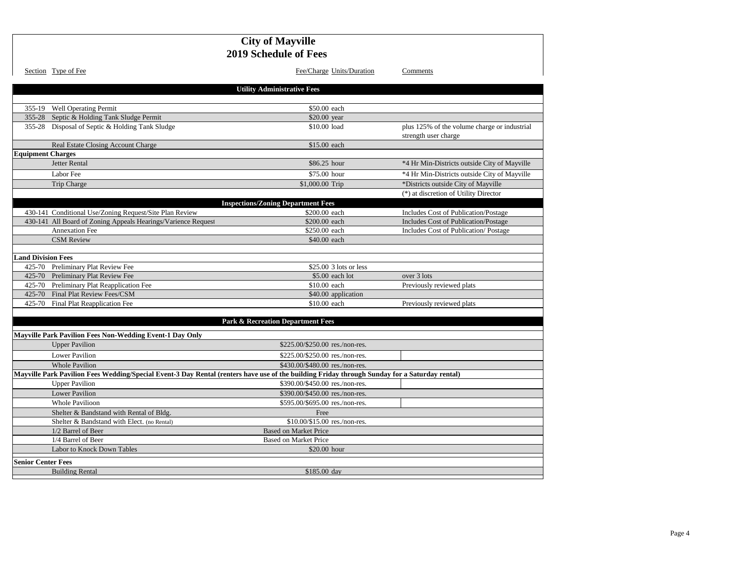# City of Mayville
## 2019 Schedule of Fees

| Section | Type of Fee | Fee/Charge | Units/Duration | Comments |
|---|---|---|---|---|
| | **Utility Administrative Fees** | | | |
| 355-19 | Well Operating Permit | $50.00 | each | |
| 355-28 | Septic & Holding Tank Sludge Permit | $20.00 | year | |
| 355-28 | Disposal of Septic & Holding Tank Sludge | $10.00 | load | plus 125% of the volume charge or industrial strength user charge |
| | Real Estate Closing Account Charge | $15.00 | each | |
| **Equipment Charges** | | | | |
| | Jetter Rental | $86.25 | hour | *4 Hr Min-Districts outside City of Mayville |
| | Labor Fee | $75.00 | hour | *4 Hr Min-Districts outside City of Mayville |
| | Trip Charge | $1,000.00 | Trip | *Districts outside City of Mayville |
| | | | | (*) at discretion of Utility Director |
| | **Inspections/Zoning Department Fees** | | | |
| 430-141 | Conditional Use/Zoning Request/Site Plan Review | $200.00 | each | Includes Cost of Publication/Postage |
| 430-141 | All Board of Zoning Appeals Hearings/Varience Request | $200.00 | each | Includes Cost of Publication/Postage |
| | Annexation Fee | $250.00 | each | Includes Cost of Publication/ Postage |
| | CSM Review | $40.00 | each | |
| **Land Division Fees** | | | | |
| 425-70 | Preliminary Plat Review Fee | $25.00 | 3 lots or less | |
| 425-70 | Preliminary Plat Review Fee | $5.00 | each lot | over 3 lots |
| 425-70 | Preliminary Plat Reapplication Fee | $10.00 | each | Previously reviewed plats |
| 425-70 | Final Plat Review Fees/CSM | $40.00 | application | |
| 425-70 | Final Plat Reapplication Fee | $10.00 | each | Previously reviewed plats |
| | **Park & Recreation Department Fees** | | | |
| **Mayville Park Pavilion Fees Non-Wedding Event-1 Day Only** | | | | |
| | Upper Pavilion | $225.00/$250.00 | res./non-res. | |
| | Lower Pavilion | $225.00/$250.00 | res./non-res. | |
| | Whole Pavilion | $430.00/$480.00 | res./non-res. | |
| **Mayville Park Pavilion Fees Wedding/Special Event-3 Day Rental (renters have use of the building Friday through Sunday for a Saturday rental)** | | | | |
| | Upper Pavilion | $390.00/$450.00 | res./non-res. | |
| | Lower Pavilion | $390.00/$450.00 | res./non-res. | |
| | Whole Pavilioon | $595.00/$695.00 | res./non-res. | |
| | Shelter & Bandstand with Rental of Bldg. | Free | | |
| | Shelter & Bandstand with Elect. (no Rental) | $10.00/$15.00 | res./non-res. | |
| | 1/2 Barrel of Beer | Based on Market Price | | |
| | 1/4 Barrel of Beer | Based on Market Price | | |
| | Labor to Knock Down Tables | $20.00 | hour | |
| **Senior Center Fees** | | | | |
| | Building Rental | $185.00 | day | |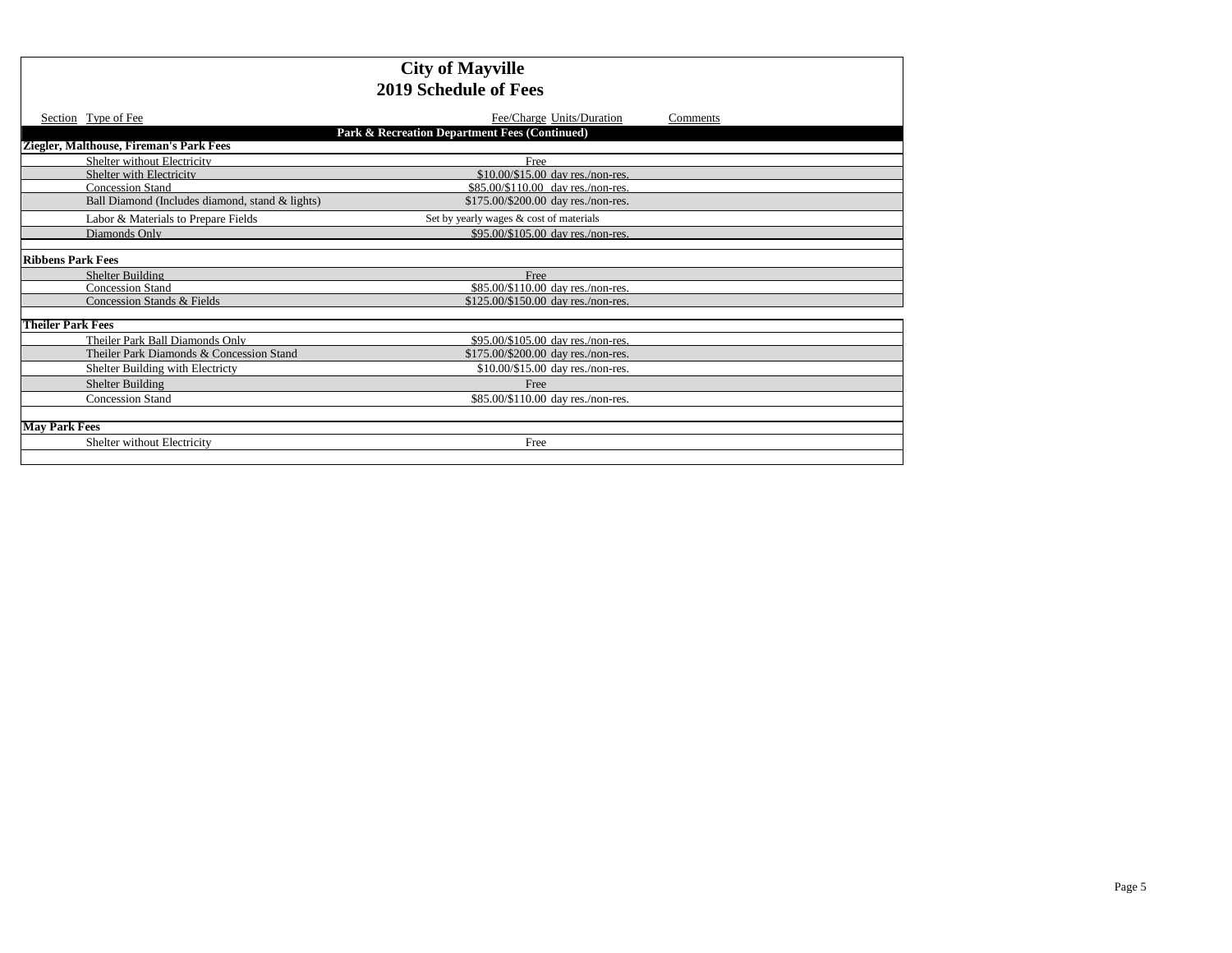# City of Mayville
## 2019 Schedule of Fees

| Section | Type of Fee | Fee/Charge | Units/Duration | Comments |
|---|---|---|---|---|
| **Park & Recreation Department Fees (Continued)** | | | | |
| **Ziegler, Malthouse, Fireman's Park Fees** | | | | |
| | Shelter without Electricity | Free | | |
| | Shelter with Electricity | $10.00/$15.00 | day res./non-res. | |
| | Concession Stand | $85.00/$110.00 | day res./non-res. | |
| | Ball Diamond (Includes diamond, stand & lights) | $175.00/$200.00 | day res./non-res. | |
| | Labor & Materials to Prepare Fields | Set by yearly wages & cost of materials | | |
| | Diamonds Only | $95.00/$105.00 | day res./non-res. | |
| **Ribbens Park Fees** | | | | |
| | Shelter Building | Free | | |
| | Concession Stand | $85.00/$110.00 | day res./non-res. | |
| | Concession Stands & Fields | $125.00/$150.00 | day res./non-res. | |
| **Theiler Park Fees** | | | | |
| | Theiler Park Ball Diamonds Only | $95.00/$105.00 | day res./non-res. | |
| | Theiler Park Diamonds & Concession Stand | $175.00/$200.00 | day res./non-res. | |
| | Shelter Building with Electricty | $10.00/$15.00 | day res./non-res. | |
| | Shelter Building | Free | | |
| | Concession Stand | $85.00/$110.00 | day res./non-res. | |
| **May Park Fees** | | | | |
| | Shelter without Electricity | Free | | |